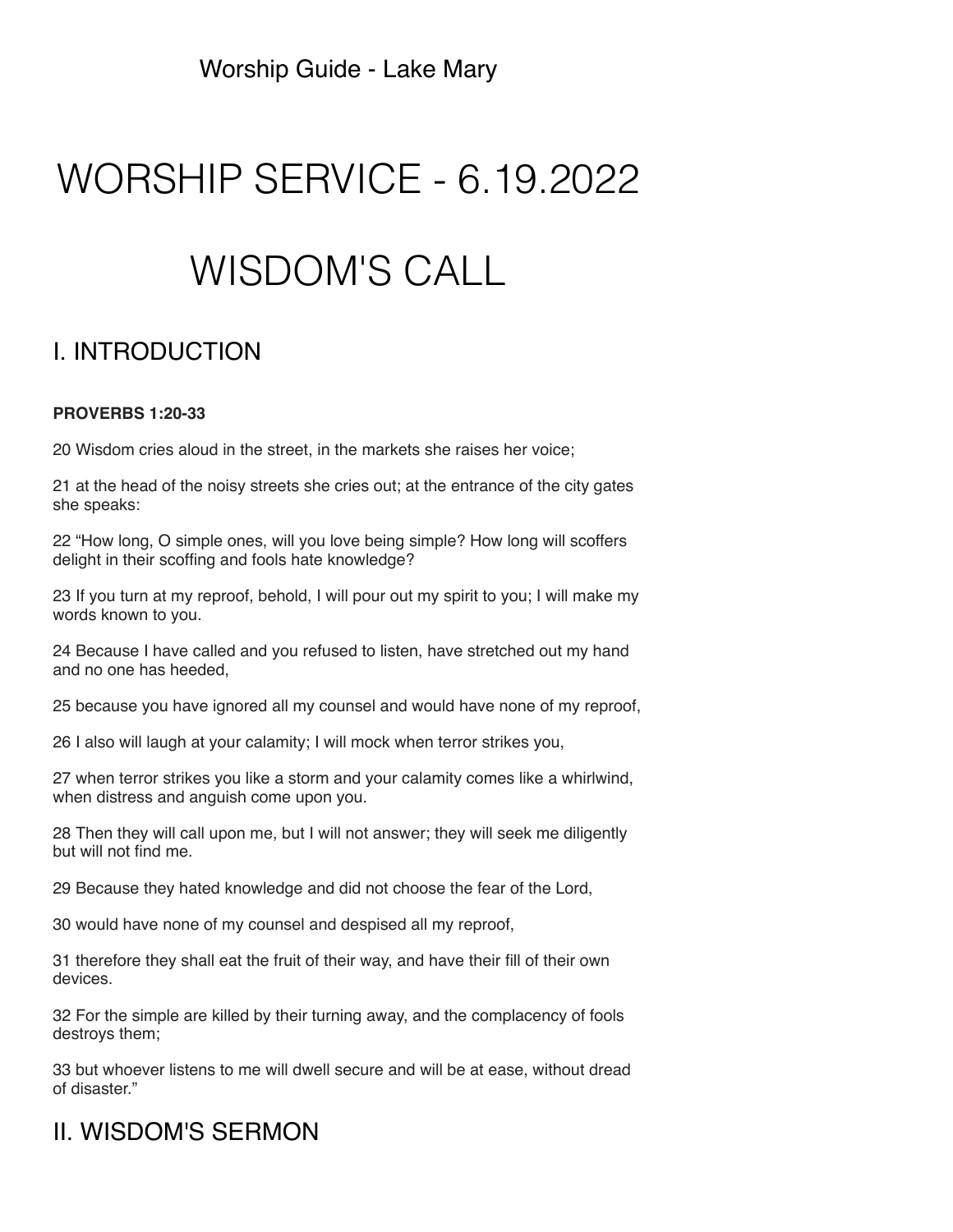Worship Guide - Lake Mary

# WORSHIP SERVICE - 6.19.2022

# WISDOM'S CALL

## I. INTRODUCTION

**PROVERBS 1:20-33**

20 Wisdom cries aloud in the street, in the markets she raises her voice;

21 at the head of the noisy streets she cries out; at the entrance of the city gates she speaks:

22 “How long, O simple ones, will you love being simple? How long will scoffers delight in their scoffing and fools hate knowledge?

23 If you turn at my reproof, behold, I will pour out my spirit to you; I will make my words known to you.

24 Because I have called and you refused to listen, have stretched out my hand and no one has heeded,

25 because you have ignored all my counsel and would have none of my reproof,

26 I also will laugh at your calamity; I will mock when terror strikes you,

27 when terror strikes you like a storm and your calamity comes like a whirlwind, when distress and anguish come upon you.

28 Then they will call upon me, but I will not answer; they will seek me diligently but will not find me.

29 Because they hated knowledge and did not choose the fear of the Lord,

30 would have none of my counsel and despised all my reproof,

31 therefore they shall eat the fruit of their way, and have their fill of their own devices.

32 For the simple are killed by their turning away, and the complacency of fools destroys them;

33 but whoever listens to me will dwell secure and will be at ease, without dread of disaster.”

## II. WISDOM'S SERMON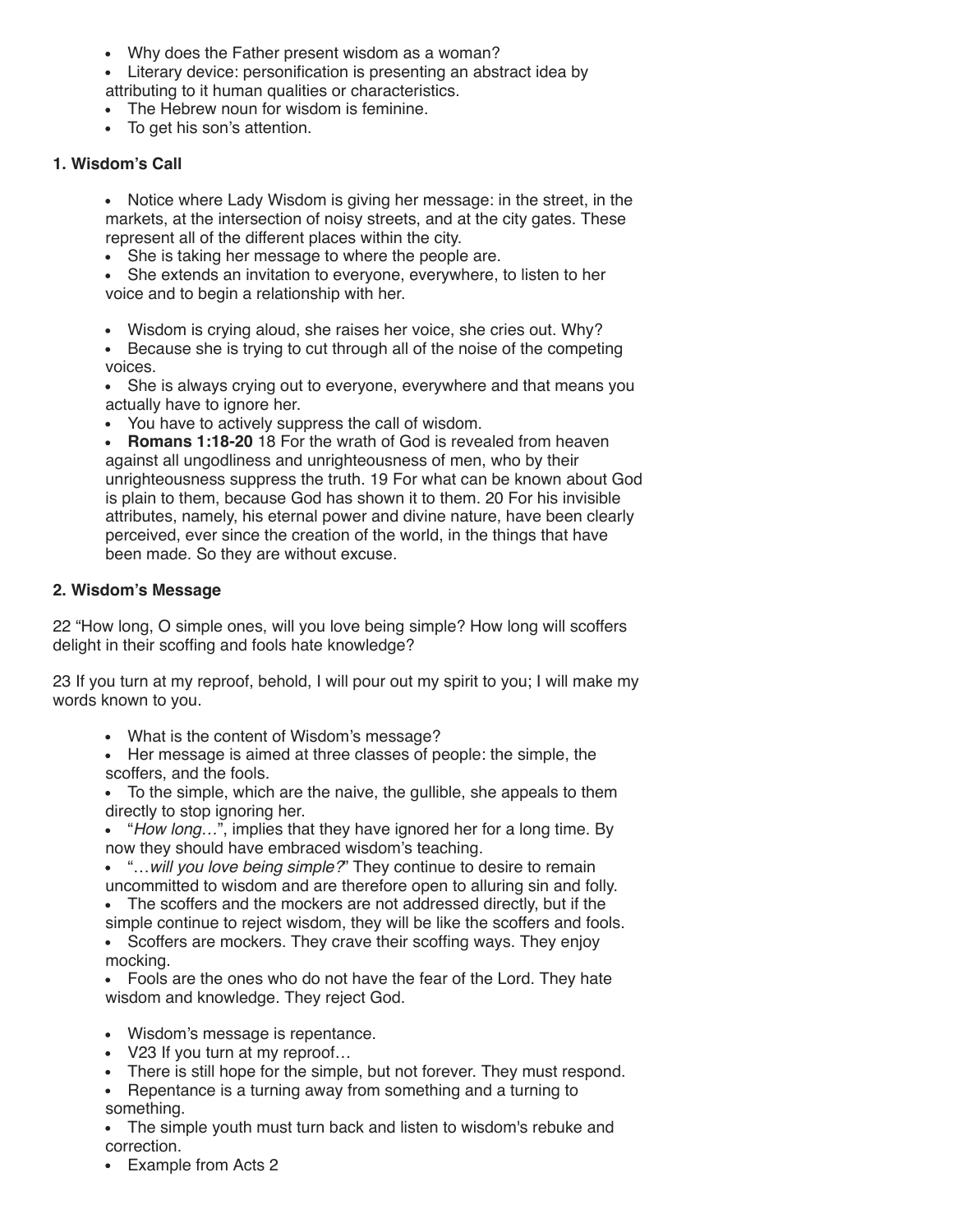- Why does the Father present wisdom as a woman?
- Literary device: personification is presenting an abstract idea by attributing to it human qualities or characteristics.
- The Hebrew noun for wisdom is feminine.
- To get his son's attention.

**1. Wisdom's Call**

- Notice where Lady Wisdom is giving her message: in the street, in the markets, at the intersection of noisy streets, and at the city gates. These represent all of the different places within the city.
- She is taking her message to where the people are.
- She extends an invitation to everyone, everywhere, to listen to her voice and to begin a relationship with her.

- Wisdom is crying aloud, she raises her voice, she cries out. Why?
- Because she is trying to cut through all of the noise of the competing voices.
- She is always crying out to everyone, everywhere and that means you actually have to ignore her.
- You have to actively suppress the call of wisdom.
- **Romans 1:18-20** 18 For the wrath of God is revealed from heaven against all ungodliness and unrighteousness of men, who by their unrighteousness suppress the truth. 19 For what can be known about God is plain to them, because God has shown it to them. 20 For his invisible attributes, namely, his eternal power and divine nature, have been clearly perceived, ever since the creation of the world, in the things that have been made. So they are without excuse.

**2. Wisdom's Message**

22 "How long, O simple ones, will you love being simple? How long will scoffers delight in their scoffing and fools hate knowledge?

23 If you turn at my reproof, behold, I will pour out my spirit to you; I will make my words known to you.

- What is the content of Wisdom's message?
- Her message is aimed at three classes of people: the simple, the scoffers, and the fools.
- To the simple, which are the naive, the gullible, she appeals to them directly to stop ignoring her.
- "*How long…*", implies that they have ignored her for a long time. By now they should have embraced wisdom's teaching.
- "…*will you love being simple?*" They continue to desire to remain uncommitted to wisdom and are therefore open to alluring sin and folly.
- The scoffers and the mockers are not addressed directly, but if the simple continue to reject wisdom, they will be like the scoffers and fools.
- Scoffers are mockers. They crave their scoffing ways. They enjoy mocking.
- Fools are the ones who do not have the fear of the Lord. They hate wisdom and knowledge. They reject God.

- Wisdom's message is repentance.
- V23 If you turn at my reproof…
- There is still hope for the simple, but not forever. They must respond.
- Repentance is a turning away from something and a turning to something.
- The simple youth must turn back and listen to wisdom's rebuke and correction.
- Example from Acts 2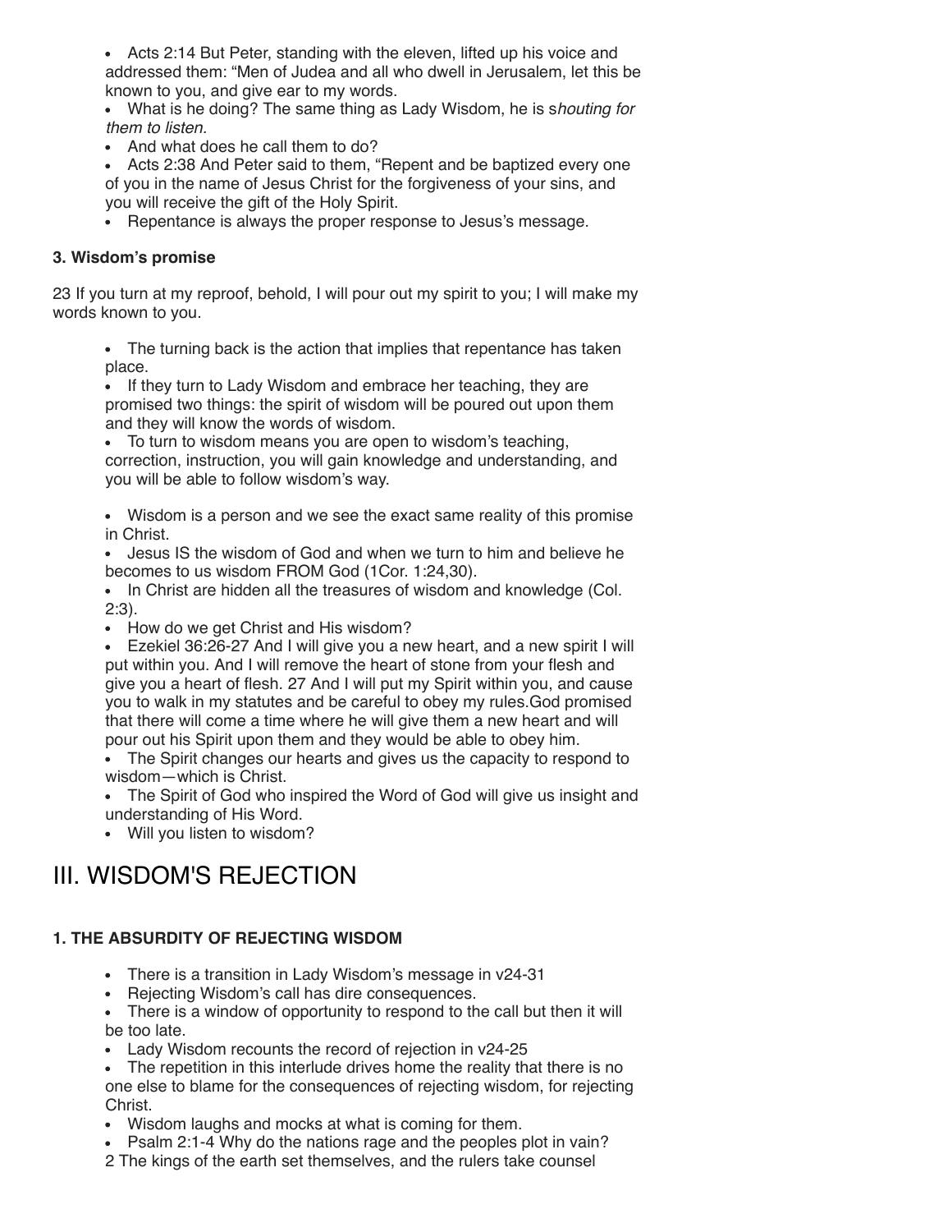- Acts 2:14 But Peter, standing with the eleven, lifted up his voice and addressed them: “Men of Judea and all who dwell in Jerusalem, let this be known to you, and give ear to my words.
- What is he doing? The same thing as Lady Wisdom, he is s*houting for them to listen.*
- And what does he call them to do?
- Acts 2:38 And Peter said to them, “Repent and be baptized every one of you in the name of Jesus Christ for the forgiveness of your sins, and you will receive the gift of the Holy Spirit.
- Repentance is always the proper response to Jesus’s message.

**3. Wisdom’s promise**

23 If you turn at my reproof, behold, I will pour out my spirit to you; I will make my words known to you.

- The turning back is the action that implies that repentance has taken place.
- If they turn to Lady Wisdom and embrace her teaching, they are promised two things: the spirit of wisdom will be poured out upon them and they will know the words of wisdom.
- To turn to wisdom means you are open to wisdom’s teaching, correction, instruction, you will gain knowledge and understanding, and you will be able to follow wisdom’s way.

- Wisdom is a person and we see the exact same reality of this promise in Christ.
- Jesus IS the wisdom of God and when we turn to him and believe he becomes to us wisdom FROM God (1Cor. 1:24,30).
- In Christ are hidden all the treasures of wisdom and knowledge (Col. 2:3).
- How do we get Christ and His wisdom?
- Ezekiel 36:26-27 And I will give you a new heart, and a new spirit I will put within you. And I will remove the heart of stone from your flesh and give you a heart of flesh. 27 And I will put my Spirit within you, and cause you to walk in my statutes and be careful to obey my rules.God promised that there will come a time where he will give them a new heart and will pour out his Spirit upon them and they would be able to obey him.
- The Spirit changes our hearts and gives us the capacity to respond to wisdom—which is Christ.
- The Spirit of God who inspired the Word of God will give us insight and understanding of His Word.
- Will you listen to wisdom?

# III. WISDOM'S REJECTION

**1. THE ABSURDITY OF REJECTING WISDOM**

- There is a transition in Lady Wisdom’s message in v24-31
- Rejecting Wisdom’s call has dire consequences.
- There is a window of opportunity to respond to the call but then it will be too late.
- Lady Wisdom recounts the record of rejection in v24-25
- The repetition in this interlude drives home the reality that there is no one else to blame for the consequences of rejecting wisdom, for rejecting Christ.
- Wisdom laughs and mocks at what is coming for them.
- Psalm 2:1-4 Why do the nations rage and the peoples plot in vain?

2 The kings of the earth set themselves, and the rulers take counsel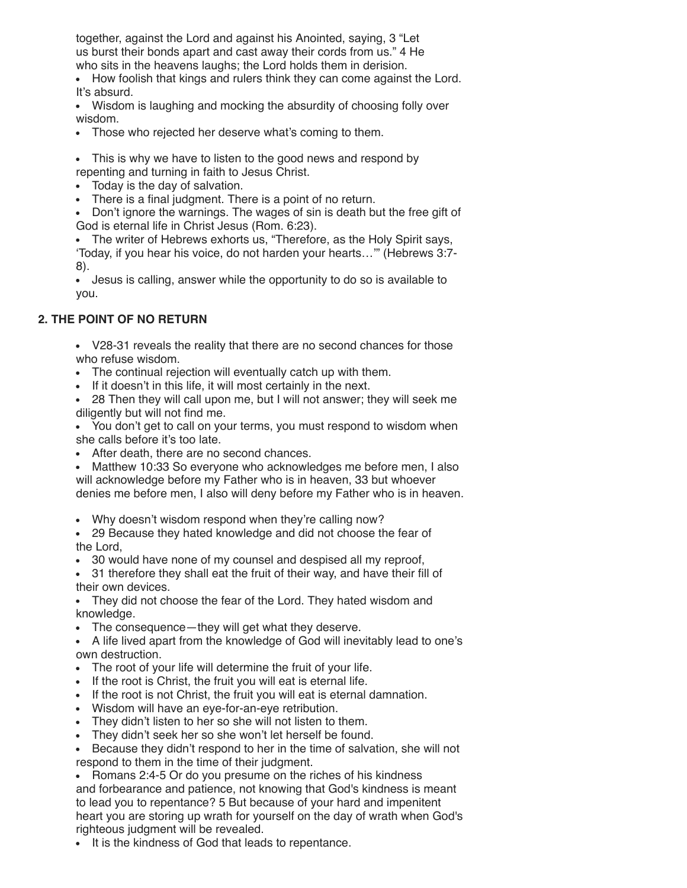together, against the Lord and against his Anointed, saying, 3 "Let us burst their bonds apart and cast away their cords from us." 4 He who sits in the heavens laughs; the Lord holds them in derision.

- How foolish that kings and rulers think they can come against the Lord. It's absurd.
- Wisdom is laughing and mocking the absurdity of choosing folly over wisdom.
- Those who rejected her deserve what's coming to them.

- This is why we have to listen to the good news and respond by repenting and turning in faith to Jesus Christ.
- Today is the day of salvation.
- There is a final judgment. There is a point of no return.
- Don't ignore the warnings. The wages of sin is death but the free gift of God is eternal life in Christ Jesus (Rom. 6:23).
- The writer of Hebrews exhorts us, "Therefore, as the Holy Spirit says, 'Today, if you hear his voice, do not harden your hearts…'" (Hebrews 3:7-8).
- Jesus is calling, answer while the opportunity to do so is available to you.

**2. THE POINT OF NO RETURN**

- V28-31 reveals the reality that there are no second chances for those who refuse wisdom.
- The continual rejection will eventually catch up with them.
- If it doesn't in this life, it will most certainly in the next.
- 28 Then they will call upon me, but I will not answer; they will seek me diligently but will not find me.
- You don't get to call on your terms, you must respond to wisdom when she calls before it's too late.
- After death, there are no second chances.
- Matthew 10:33 So everyone who acknowledges me before men, I also will acknowledge before my Father who is in heaven, 33 but whoever denies me before men, I also will deny before my Father who is in heaven.

- Why doesn't wisdom respond when they're calling now?
- 29 Because they hated knowledge and did not choose the fear of the Lord,
- 30 would have none of my counsel and despised all my reproof,
- 31 therefore they shall eat the fruit of their way, and have their fill of their own devices.
- They did not choose the fear of the Lord. They hated wisdom and knowledge.
- The consequence—they will get what they deserve.
- A life lived apart from the knowledge of God will inevitably lead to one's own destruction.
- The root of your life will determine the fruit of your life.
- If the root is Christ, the fruit you will eat is eternal life.
- If the root is not Christ, the fruit you will eat is eternal damnation.
- Wisdom will have an eye-for-an-eye retribution.
- They didn't listen to her so she will not listen to them.
- They didn't seek her so she won't let herself be found.
- Because they didn't respond to her in the time of salvation, she will not respond to them in the time of their judgment.
- Romans 2:4-5 Or do you presume on the riches of his kindness and forbearance and patience, not knowing that God's kindness is meant to lead you to repentance? 5 But because of your hard and impenitent heart you are storing up wrath for yourself on the day of wrath when God's righteous judgment will be revealed.
- It is the kindness of God that leads to repentance.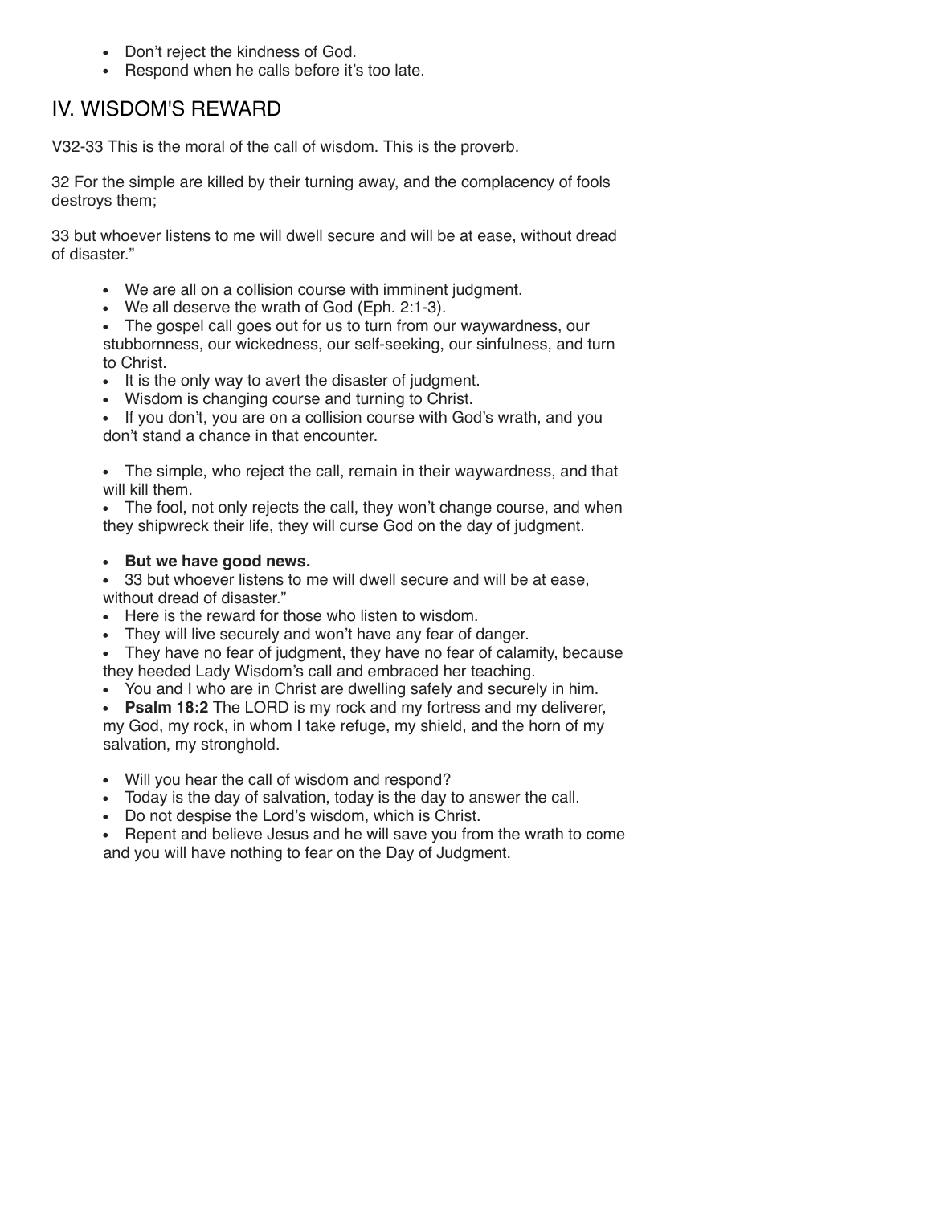- Don't reject the kindness of God.
- Respond when he calls before it's too late.

## IV. WISDOM'S REWARD

V32-33 This is the moral of the call of wisdom. This is the proverb.

32 For the simple are killed by their turning away, and the complacency of fools destroys them;

33 but whoever listens to me will dwell secure and will be at ease, without dread of disaster."

- We are all on a collision course with imminent judgment.
- We all deserve the wrath of God (Eph. 2:1-3).
- The gospel call goes out for us to turn from our waywardness, our stubbornness, our wickedness, our self-seeking, our sinfulness, and turn to Christ.
- It is the only way to avert the disaster of judgment.
- Wisdom is changing course and turning to Christ.
- If you don't, you are on a collision course with God's wrath, and you don't stand a chance in that encounter.

- The simple, who reject the call, remain in their waywardness, and that will kill them.
- The fool, not only rejects the call, they won't change course, and when they shipwreck their life, they will curse God on the day of judgment.

- **But we have good news.**
- 33 but whoever listens to me will dwell secure and will be at ease, without dread of disaster."
- Here is the reward for those who listen to wisdom.
- They will live securely and won't have any fear of danger.
- They have no fear of judgment, they have no fear of calamity, because they heeded Lady Wisdom's call and embraced her teaching.
- You and I who are in Christ are dwelling safely and securely in him.
- **Psalm 18:2** The LORD is my rock and my fortress and my deliverer, my God, my rock, in whom I take refuge, my shield, and the horn of my salvation, my stronghold.

- Will you hear the call of wisdom and respond?
- Today is the day of salvation, today is the day to answer the call.
- Do not despise the Lord's wisdom, which is Christ.
- Repent and believe Jesus and he will save you from the wrath to come and you will have nothing to fear on the Day of Judgment.